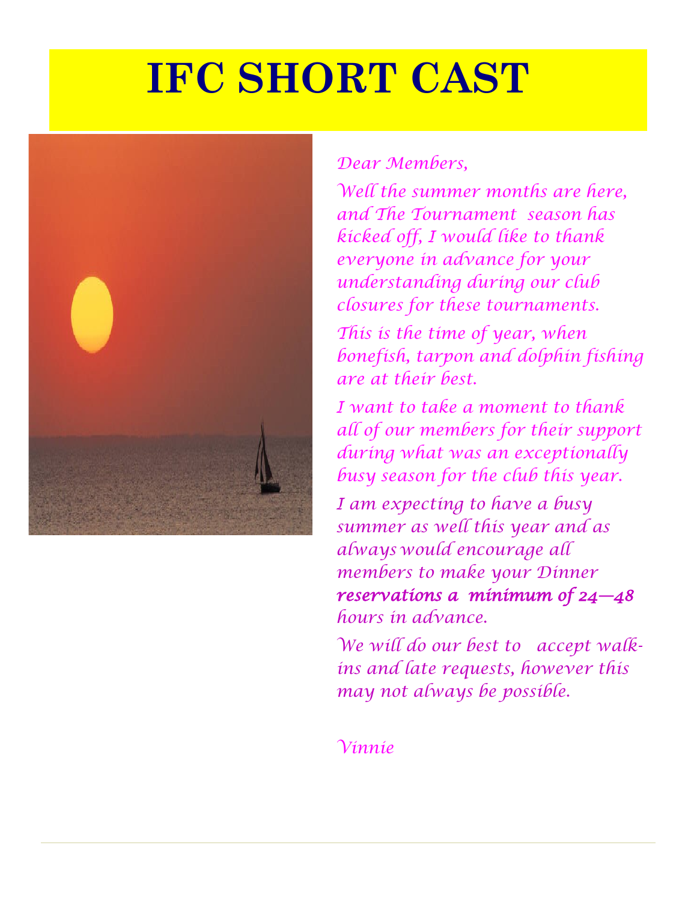# IFC SHORT CAST

*Dear Members,*

*Well the summer months are here, and The Tournament season has kicked off, I would like to thank everyone in advance for your understanding during our club closures for these tournaments.*

*This is the time of year, when bonefish, tarpon and dolphin fishing are at their best.*

*I want to take a moment to thank all of our members for their support during what was an exceptionally busy season for the club this year.*

*I am expecting to have a busy summer as well this year and as always would encourage all members to make your Dinner* ***reservations a minimum of 24—48*** *hours in advance.*

*We will do our best to accept walk-ins and late requests, however this may not always be possible.*

*Vinnie*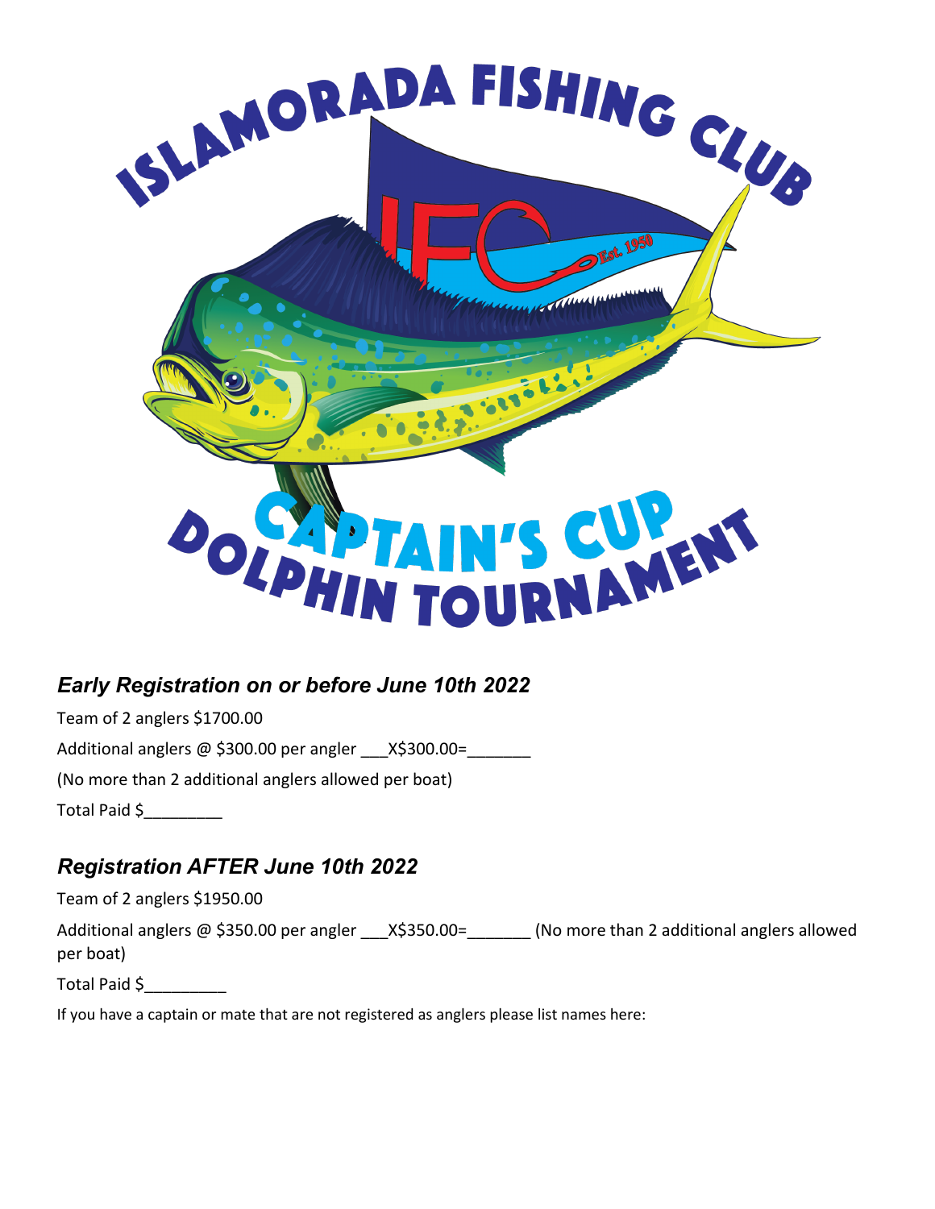ISLAMORADA FISHING CLUB

IFC Est. 1950

CAPTAIN'S CUP

DOLPHIN TOURNAMENT

## *Early Registration on or before June 10th 2022*

Team of 2 anglers $1700.00

Additional anglers @ $300.00 per angler ___X$300.00=_______

(No more than 2 additional anglers allowed per boat)

Total Paid $_________

## *Registration AFTER June 10th 2022*

Team of 2 anglers $1950.00

Additional anglers @ $350.00 per angler ___X$350.00=_______ (No more than 2 additional anglers allowed per boat)

Total Paid $_________

If you have a captain or mate that are not registered as anglers please list names here: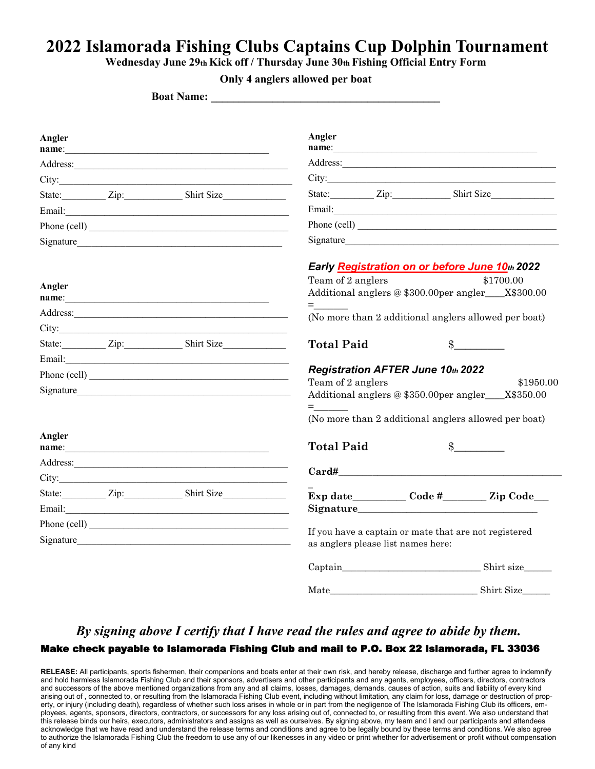# 2022 Islamorada Fishing Clubs Captains Cup Dolphin Tournament

**Wednesday June 29th Kick off / Thursday June 30th Fishing Official Entry Form**

**Only 4 anglers allowed per boat**

**Boat Name: ________________________________________**

**Angler name**:________________________________________

Address:________________________________________

City:________________________________________

State:________ Zip:___________ Shirt Size____________

Email:________________________________________

Phone (cell) ________________________________________

Signature________________________________________

**Angler name**:________________________________________

Address:________________________________________

City:________________________________________

State:________ Zip:___________ Shirt Size____________

Email:________________________________________

Phone (cell) ________________________________________

Signature________________________________________

**Angler name**:________________________________________

Address:________________________________________

City:________________________________________

State:________ Zip:___________ Shirt Size____________

Email:________________________________________

Phone (cell) ________________________________________

Signature________________________________________

**Angler name**:________________________________________

Address:________________________________________

City:________________________________________

State:________ Zip:___________ Shirt Size____________

Email:________________________________________

Phone (cell) ________________________________________

Signature________________________________________

***Early Registration on or before June 10th 2022***

Team of 2 anglers $1700.00

Additional anglers @ $300.00per angler____X$300.00 =_______

(No more than 2 additional anglers allowed per boat)

**Total Paid** $_________

***Registration AFTER June 10th 2022***

Team of 2 anglers $1950.00

Additional anglers @ $350.00per angler____X$350.00 =_______

(No more than 2 additional anglers allowed per boat)

**Total Paid** $_________

**Card#**________________________________________

**Exp date**__________ **Code #**________ **Zip Code**___

**Signature**________________________________________

If you have a captain or mate that are not registered as anglers please list names here:

Captain____________________________ Shirt size______

Mate______________________________ Shirt Size______

***By signing above I certify that I have read the rules and agree to abide by them.***

**Make check payable to Islamorada Fishing Club and mail to P.O. Box 22 Islamorada, FL 33036**

**RELEASE:** All participants, sports fishermen, their companions and boats enter at their own risk, and hereby release, discharge and further agree to indemnify and hold harmless Islamorada Fishing Club and their sponsors, advertisers and other participants and any agents, employees, officers, directors, contractors and successors of the above mentioned organizations from any and all claims, losses, damages, demands, causes of action, suits and liability of every kind arising out of , connected to, or resulting from the Islamorada Fishing Club event, including without limitation, any claim for loss, damage or destruction of property, or injury (including death), regardless of whether such loss arises in whole or in part from the negligence of The Islamorada Fishing Club its officers, employees, agents, sponsors, directors, contractors, or successors for any loss arising out of, connected to, or resulting from this event. We also understand that this release binds our heirs, executors, administrators and assigns as well as ourselves. By signing above, my team and I and our participants and attendees acknowledge that we have read and understand the release terms and conditions and agree to be legally bound by these terms and conditions. We also agree to authorize the Islamorada Fishing Club the freedom to use any of our likenesses in any video or print whether for advertisement or profit without compensation of any kind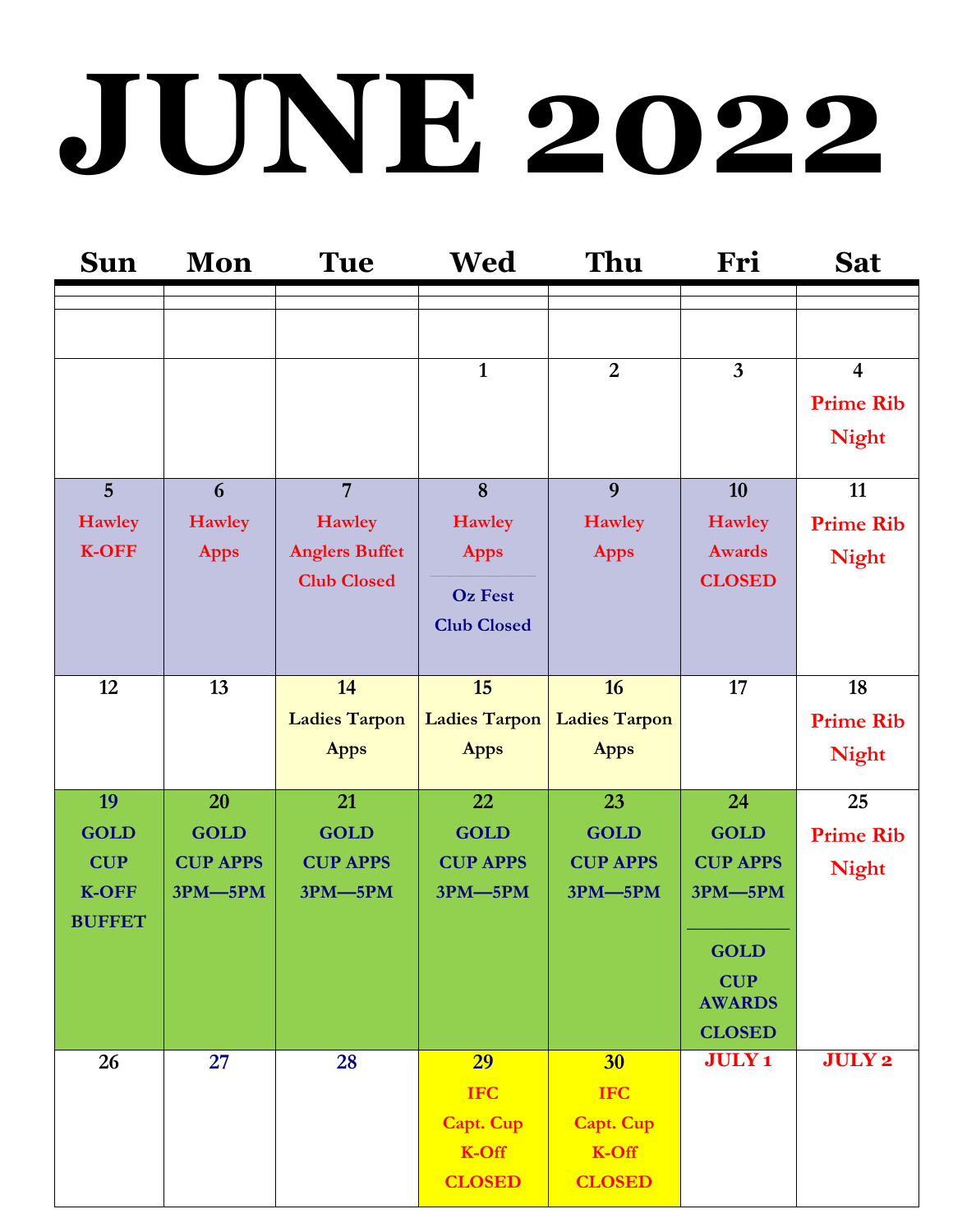# JUNE 2022

| Sun | Mon | Tue | Wed | Thu | Fri | Sat |
|---|---|---|---|---|---|---|
| | | | | | | |
| | | | 1 | 2 | 3 | 4 Prime Rib Night |
| 5 Hawley K-OFF | 6 Hawley Apps | 7 Hawley Anglers Buffet Club Closed | 8 Hawley Apps / Oz Fest Club Closed | 9 Hawley Apps | 10 Hawley Awards CLOSED | 11 Prime Rib Night |
| 12 | 13 | 14 Ladies Tarpon Apps | 15 Ladies Tarpon Apps | 16 Ladies Tarpon Apps | 17 | 18 Prime Rib Night |
| 19 GOLD CUP K-OFF BUFFET | 20 GOLD CUP APPS 3PM—5PM | 21 GOLD CUP APPS 3PM—5PM | 22 GOLD CUP APPS 3PM—5PM | 23 GOLD CUP APPS 3PM—5PM | 24 GOLD CUP APPS 3PM—5PM / GOLD CUP AWARDS CLOSED | 25 Prime Rib Night |
| 26 | 27 | 28 | 29 IFC Capt. Cup K-Off CLOSED | 30 IFC Capt. Cup K-Off CLOSED | JULY 1 | JULY 2 |